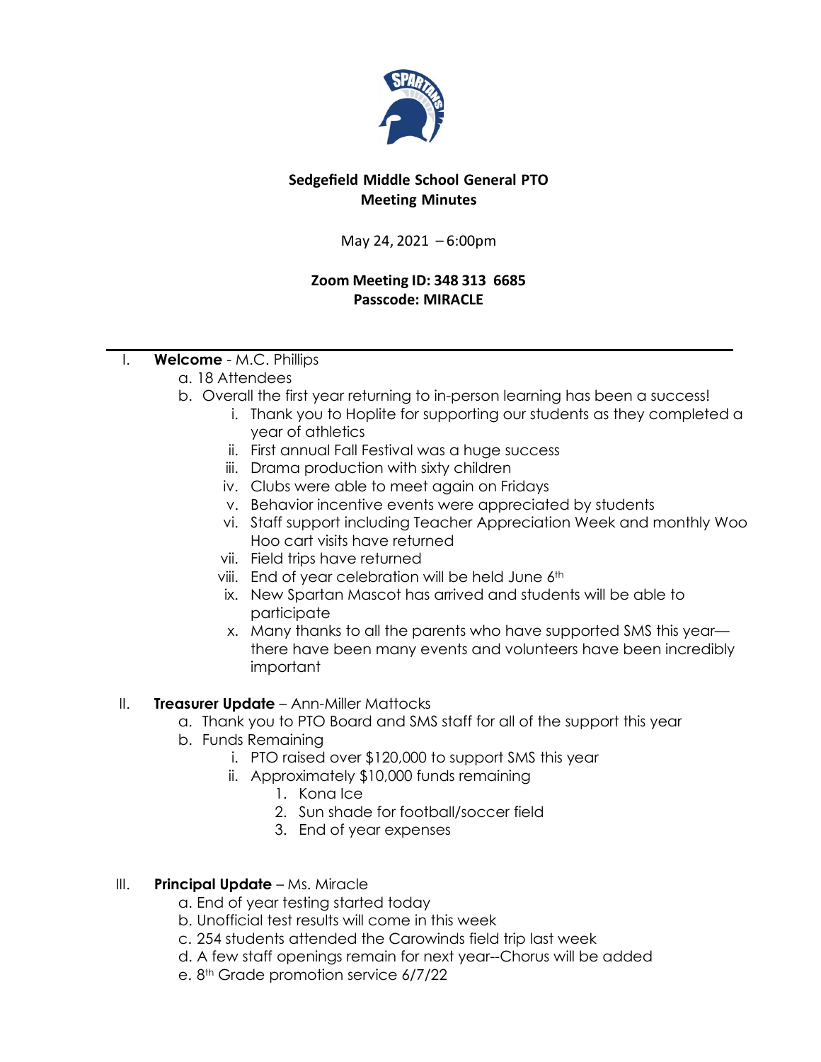**Sedgefield Middle School General PTO**
**Meeting Minutes**

May 24, 2021 – 6:00pm

**Zoom Meeting ID: 348 313 6685**
**Passcode: MIRACLE**

---

I. **Welcome** - M.C. Phillips
   a. 18 Attendees
   b. Overall the first year returning to in-person learning has been a success!
      i. Thank you to Hoplite for supporting our students as they completed a year of athletics
      ii. First annual Fall Festival was a huge success
      iii. Drama production with sixty children
      iv. Clubs were able to meet again on Fridays
      v. Behavior incentive events were appreciated by students
      vi. Staff support including Teacher Appreciation Week and monthly Woo Hoo cart visits have returned
      vii. Field trips have returned
      viii. End of year celebration will be held June 6th
      ix. New Spartan Mascot has arrived and students will be able to participate
      x. Many thanks to all the parents who have supported SMS this year—there have been many events and volunteers have been incredibly important

II. **Treasurer Update** – Ann-Miller Mattocks
   a. Thank you to PTO Board and SMS staff for all of the support this year
   b. Funds Remaining
      i. PTO raised over $120,000 to support SMS this year
      ii. Approximately $10,000 funds remaining
         1. Kona Ice
         2. Sun shade for football/soccer field
         3. End of year expenses

III. **Principal Update** – Ms. Miracle
   a. End of year testing started today
   b. Unofficial test results will come in this week
   c. 254 students attended the Carowinds field trip last week
   d. A few staff openings remain for next year--Chorus will be added
   e. 8th Grade promotion service 6/7/22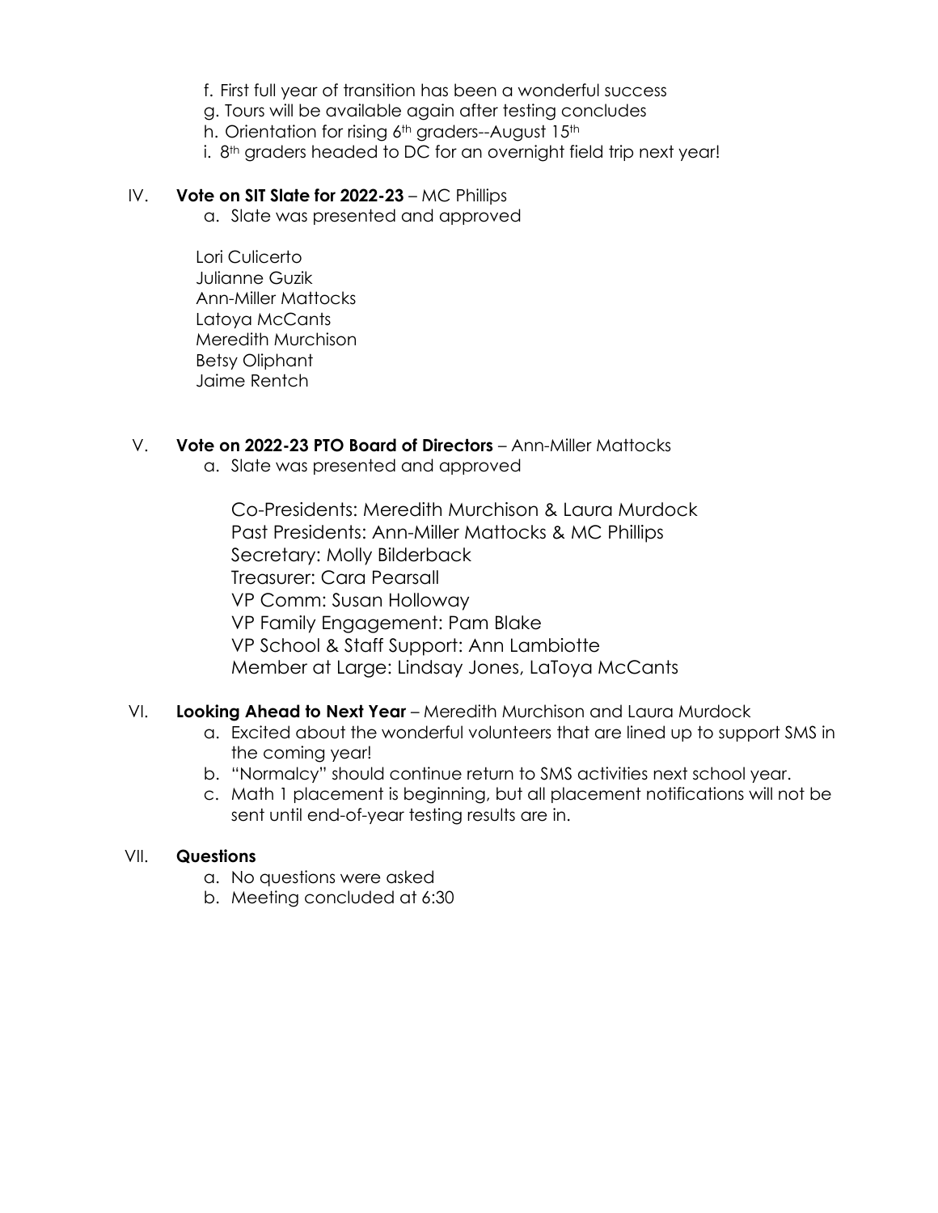f. First full year of transition has been a wonderful success
g. Tours will be available again after testing concludes
h. Orientation for rising 6th graders--August 15th
i. 8th graders headed to DC for an overnight field trip next year!

IV. **Vote on SIT Slate for 2022-23** – MC Phillips

a. Slate was presented and approved

Lori Culicerto
Julianne Guzik
Ann-Miller Mattocks
Latoya McCants
Meredith Murchison
Betsy Oliphant
Jaime Rentch

V. **Vote on 2022-23 PTO Board of Directors** – Ann-Miller Mattocks

a. Slate was presented and approved

Co-Presidents: Meredith Murchison & Laura Murdock
Past Presidents: Ann-Miller Mattocks & MC Phillips
Secretary: Molly Bilderback
Treasurer: Cara Pearsall
VP Comm: Susan Holloway
VP Family Engagement: Pam Blake
VP School & Staff Support: Ann Lambiotte
Member at Large: Lindsay Jones, LaToya McCants

VI. **Looking Ahead to Next Year** – Meredith Murchison and Laura Murdock

a. Excited about the wonderful volunteers that are lined up to support SMS in the coming year!
b. "Normalcy" should continue return to SMS activities next school year.
c. Math 1 placement is beginning, but all placement notifications will not be sent until end-of-year testing results are in.

VII. **Questions**

a. No questions were asked
b. Meeting concluded at 6:30